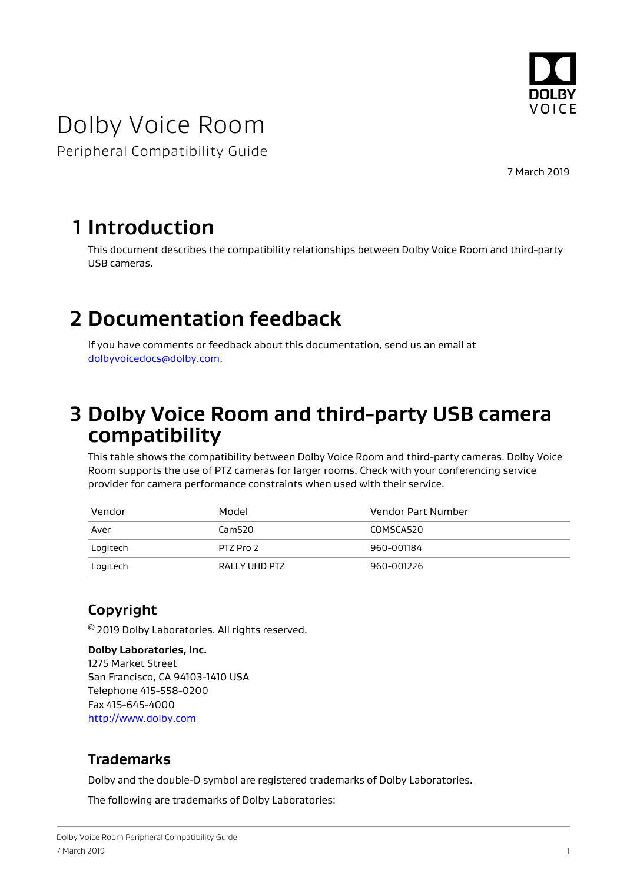# Dolby Voice Room

Peripheral Compatibility Guide

7 March 2019

## 1 Introduction

This document describes the compatibility relationships between Dolby Voice Room and third-party USB cameras.

## 2 Documentation feedback

If you have comments or feedback about this documentation, send us an email at dolbyvoicedocs@dolby.com.

## 3 Dolby Voice Room and third-party USB camera compatibility

This table shows the compatibility between Dolby Voice Room and third-party cameras. Dolby Voice Room supports the use of PTZ cameras for larger rooms. Check with your conferencing service provider for camera performance constraints when used with their service.

| Vendor | Model | Vendor Part Number |
|---|---|---|
| Aver | Cam520 | COMSCA520 |
| Logitech | PTZ Pro 2 | 960-001184 |
| Logitech | RALLY UHD PTZ | 960-001226 |

### Copyright

© 2019 Dolby Laboratories. All rights reserved.

**Dolby Laboratories, Inc.**
1275 Market Street
San Francisco, CA 94103-1410 USA
Telephone 415-558-0200
Fax 415-645-4000
http://www.dolby.com

### Trademarks

Dolby and the double-D symbol are registered trademarks of Dolby Laboratories.

The following are trademarks of Dolby Laboratories: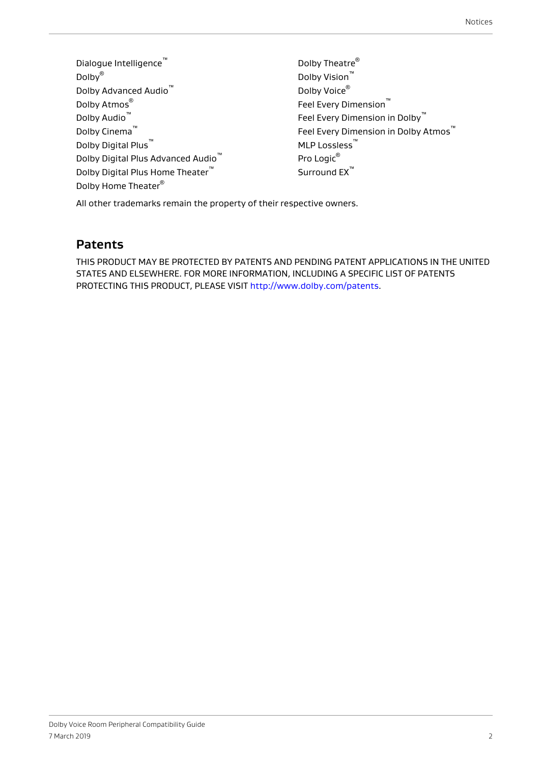Dialogue Intelligence™
Dolby®
Dolby Advanced Audio™
Dolby Atmos®
Dolby Audio™
Dolby Cinema™
Dolby Digital Plus™
Dolby Digital Plus Advanced Audio™
Dolby Digital Plus Home Theater™
Dolby Home Theater®
Dolby Theatre®
Dolby Vision™
Dolby Voice®
Feel Every Dimension™
Feel Every Dimension in Dolby™
Feel Every Dimension in Dolby Atmos™
MLP Lossless™
Pro Logic®
Surround EX™

All other trademarks remain the property of their respective owners.

## Patents

THIS PRODUCT MAY BE PROTECTED BY PATENTS AND PENDING PATENT APPLICATIONS IN THE UNITED STATES AND ELSEWHERE. FOR MORE INFORMATION, INCLUDING A SPECIFIC LIST OF PATENTS PROTECTING THIS PRODUCT, PLEASE VISIT http://www.dolby.com/patents.